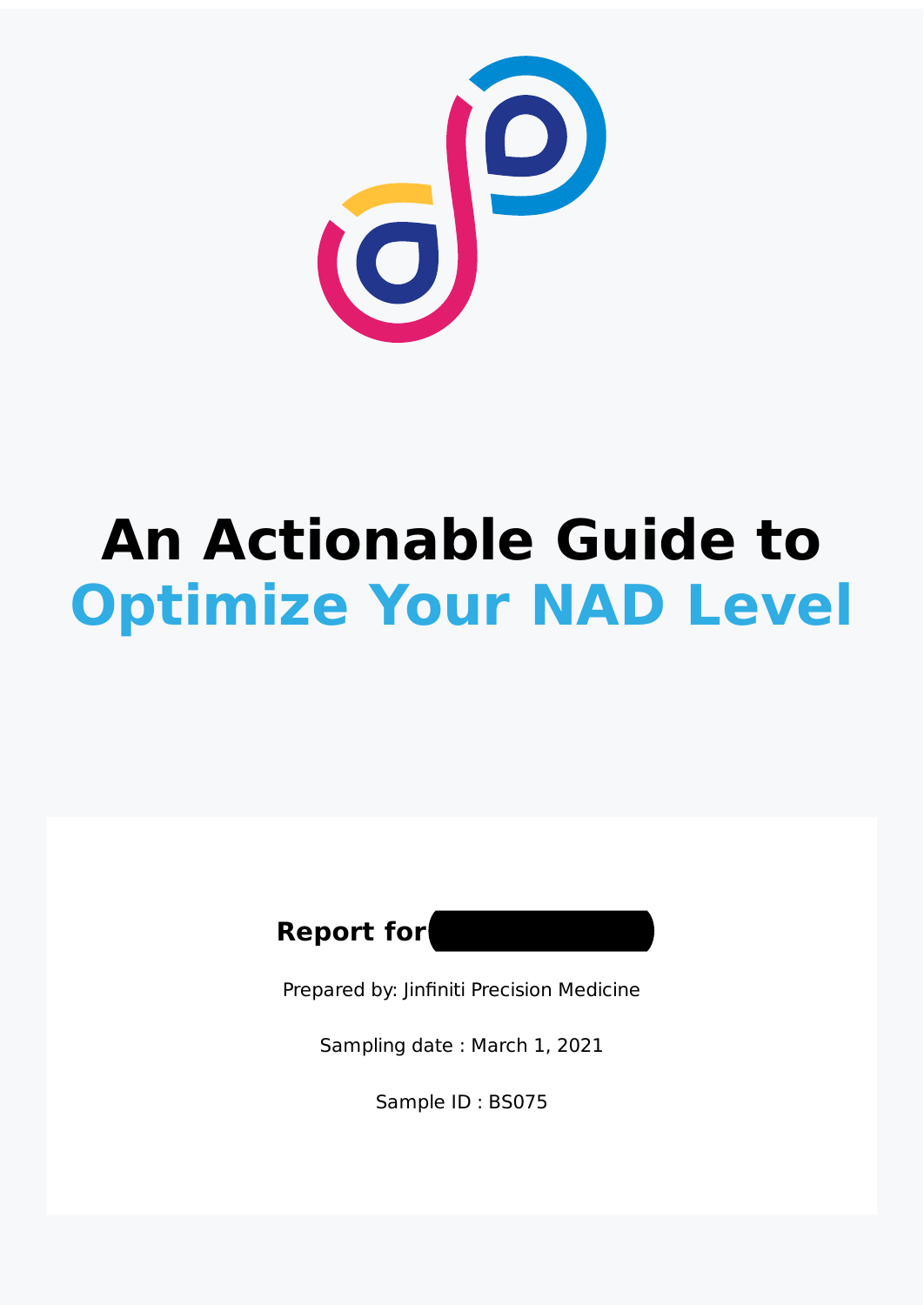# An Actionable Guide to Optimize Your NAD Level

**Report for**

Prepared by: Jinfiniti Precision Medicine

Sampling date : March 1, 2021

Sample ID : BS075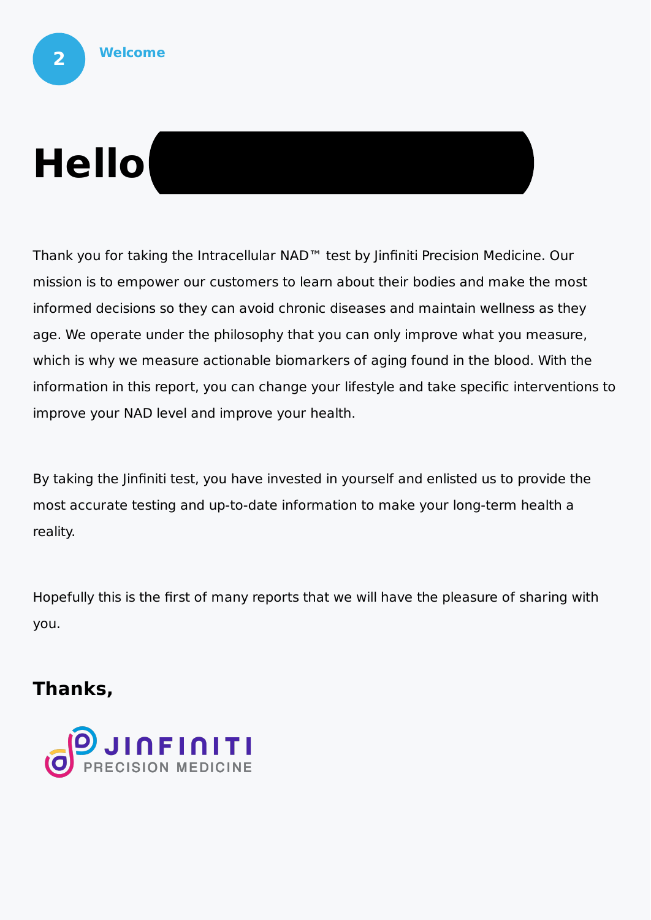## Welcome

# Hello

Thank you for taking the Intracellular NAD™ test by Jinfiniti Precision Medicine. Our mission is to empower our customers to learn about their bodies and make the most informed decisions so they can avoid chronic diseases and maintain wellness as they age. We operate under the philosophy that you can only improve what you measure, which is why we measure actionable biomarkers of aging found in the blood. With the information in this report, you can change your lifestyle and take specific interventions to improve your NAD level and improve your health.

By taking the Jinfiniti test, you have invested in yourself and enlisted us to provide the most accurate testing and up-to-date information to make your long-term health a reality.

Hopefully this is the first of many reports that we will have the pleasure of sharing with you.

**Thanks,**

JINFINITI PRECISION MEDICINE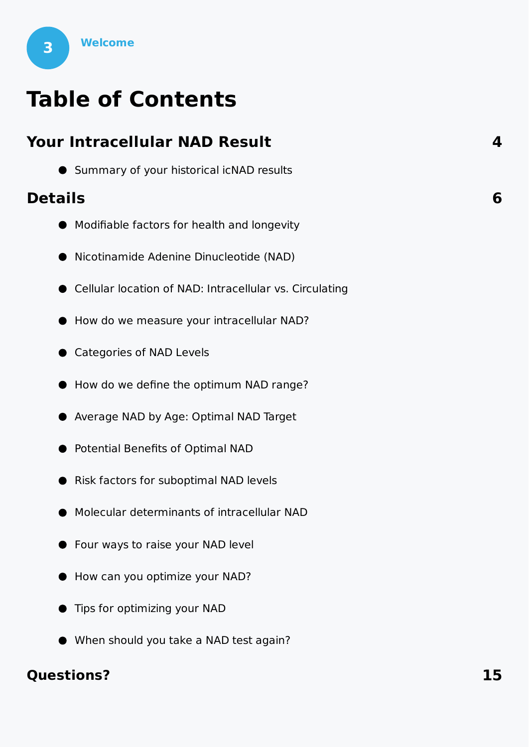# Table of Contents

## Your Intracellular NAD Result — 4

- Summary of your historical icNAD results

## Details — 6

- Modifiable factors for health and longevity
- Nicotinamide Adenine Dinucleotide (NAD)
- Cellular location of NAD: Intracellular vs. Circulating
- How do we measure your intracellular NAD?
- Categories of NAD Levels
- How do we define the optimum NAD range?
- Average NAD by Age: Optimal NAD Target
- Potential Benefits of Optimal NAD
- Risk factors for suboptimal NAD levels
- Molecular determinants of intracellular NAD
- Four ways to raise your NAD level
- How can you optimize your NAD?
- Tips for optimizing your NAD
- When should you take a NAD test again?

## Questions? — 15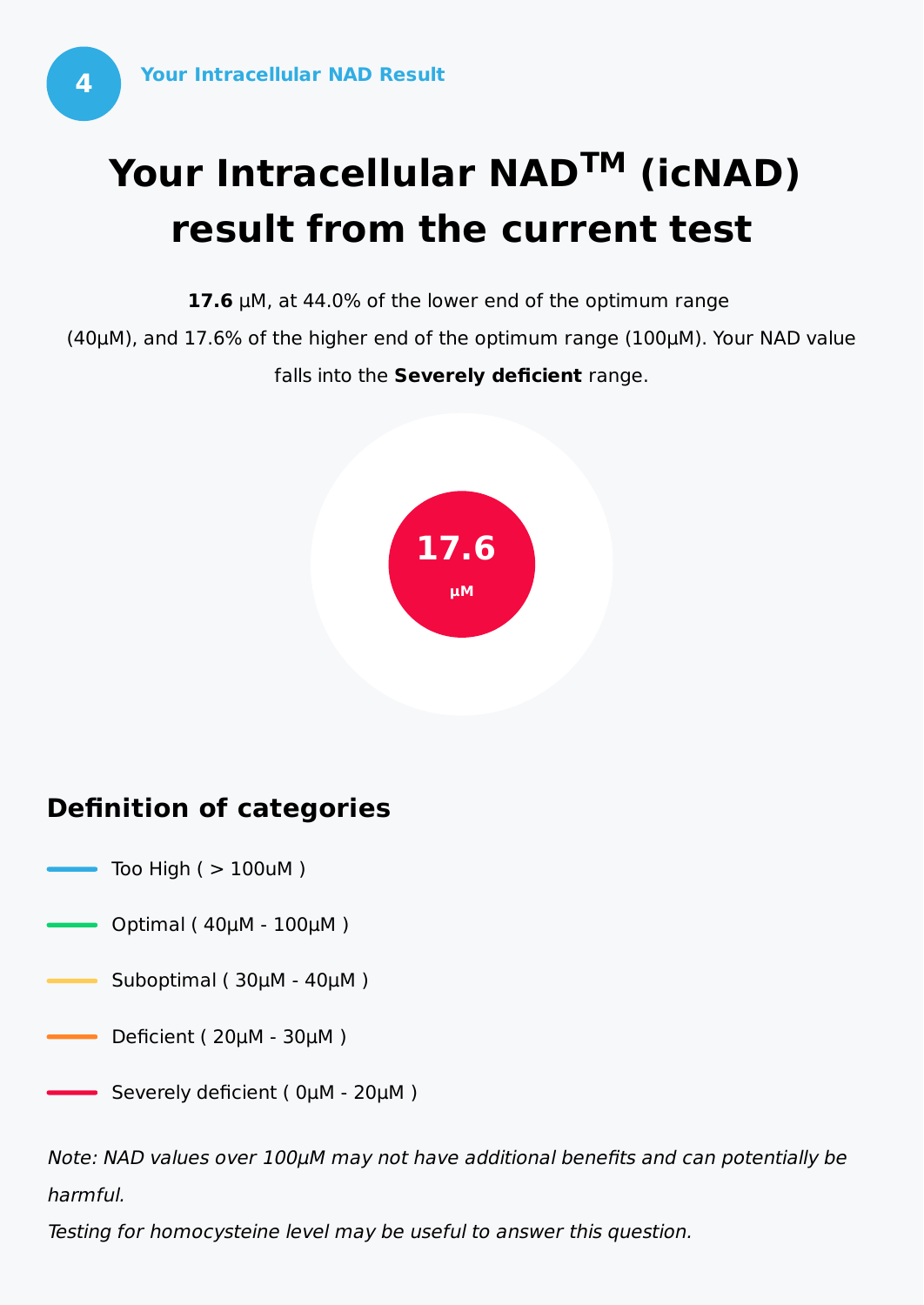4 **Your Intracellular NAD Result**

# Your Intracellular NAD$^{TM}$ (icNAD) result from the current test

**17.6** µM, at 44.0% of the lower end of the optimum range (40µM), and 17.6% of the higher end of the optimum range (100µM). Your NAD value falls into the **Severely deficient** range.

**17.6**
µM

## Definition of categories

- Too High ( > 100uM )
- Optimal ( 40µM - 100µM )
- Suboptimal ( 30µM - 40µM )
- Deficient ( 20µM - 30µM )
- Severely deficient ( 0µM - 20µM )

*Note: NAD values over 100µM may not have additional benefits and can potentially be harmful.*
*Testing for homocysteine level may be useful to answer this question.*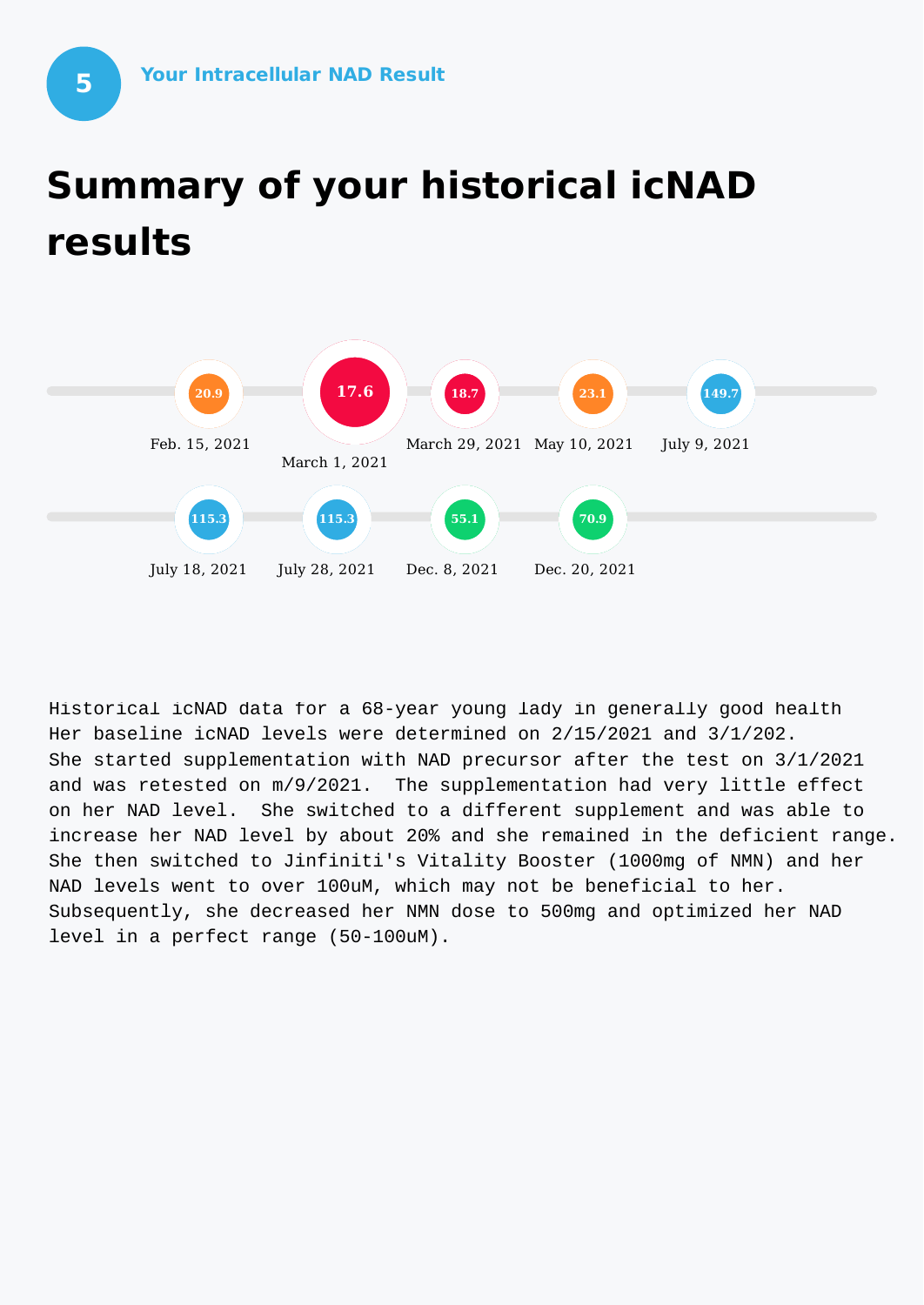# 5 Your Intracellular NAD Result

# Summary of your historical icNAD results

| Date | icNAD |
| --- | --- |
| Feb. 15, 2021 | 20.9 |
| March 1, 2021 | 17.6 |
| March 29, 2021 | 18.7 |
| May 10, 2021 | 23.1 |
| July 9, 2021 | 149.7 |
| July 18, 2021 | 115.3 |
| July 28, 2021 | 115.3 |
| Dec. 8, 2021 | 55.1 |
| Dec. 20, 2021 | 70.9 |

Historical icNAD data for a 68-year young lady in generally good health
Her baseline icNAD levels were determined on 2/15/2021 and 3/1/202.
She started supplementation with NAD precursor after the test on 3/1/2021 and was retested on m/9/2021. The supplementation had very little effect on her NAD level. She switched to a different supplement and was able to increase her NAD level by about 20% and she remained in the deficient range. She then switched to Jinfiniti's Vitality Booster (1000mg of NMN) and her NAD levels went to over 100uM, which may not be beneficial to her. Subsequently, she decreased her NMN dose to 500mg and optimized her NAD level in a perfect range (50-100uM).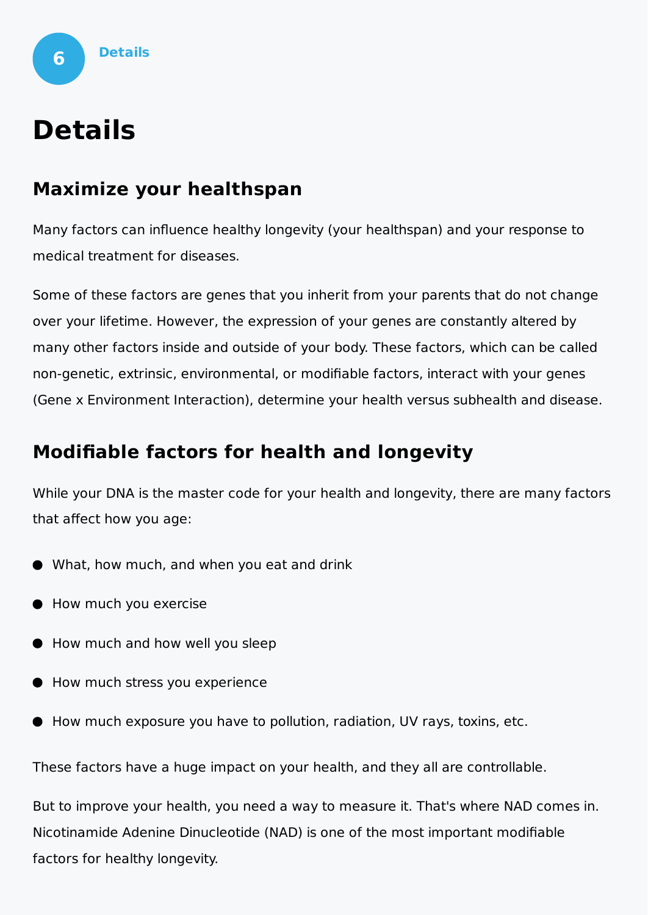# Details

## Maximize your healthspan

Many factors can influence healthy longevity (your healthspan) and your response to medical treatment for diseases.

Some of these factors are genes that you inherit from your parents that do not change over your lifetime. However, the expression of your genes are constantly altered by many other factors inside and outside of your body. These factors, which can be called non-genetic, extrinsic, environmental, or modifiable factors, interact with your genes (Gene x Environment Interaction), determine your health versus subhealth and disease.

## Modifiable factors for health and longevity

While your DNA is the master code for your health and longevity, there are many factors that affect how you age:

- What, how much, and when you eat and drink
- How much you exercise
- How much and how well you sleep
- How much stress you experience
- How much exposure you have to pollution, radiation, UV rays, toxins, etc.

These factors have a huge impact on your health, and they all are controllable.

But to improve your health, you need a way to measure it. That's where NAD comes in. Nicotinamide Adenine Dinucleotide (NAD) is one of the most important modifiable factors for healthy longevity.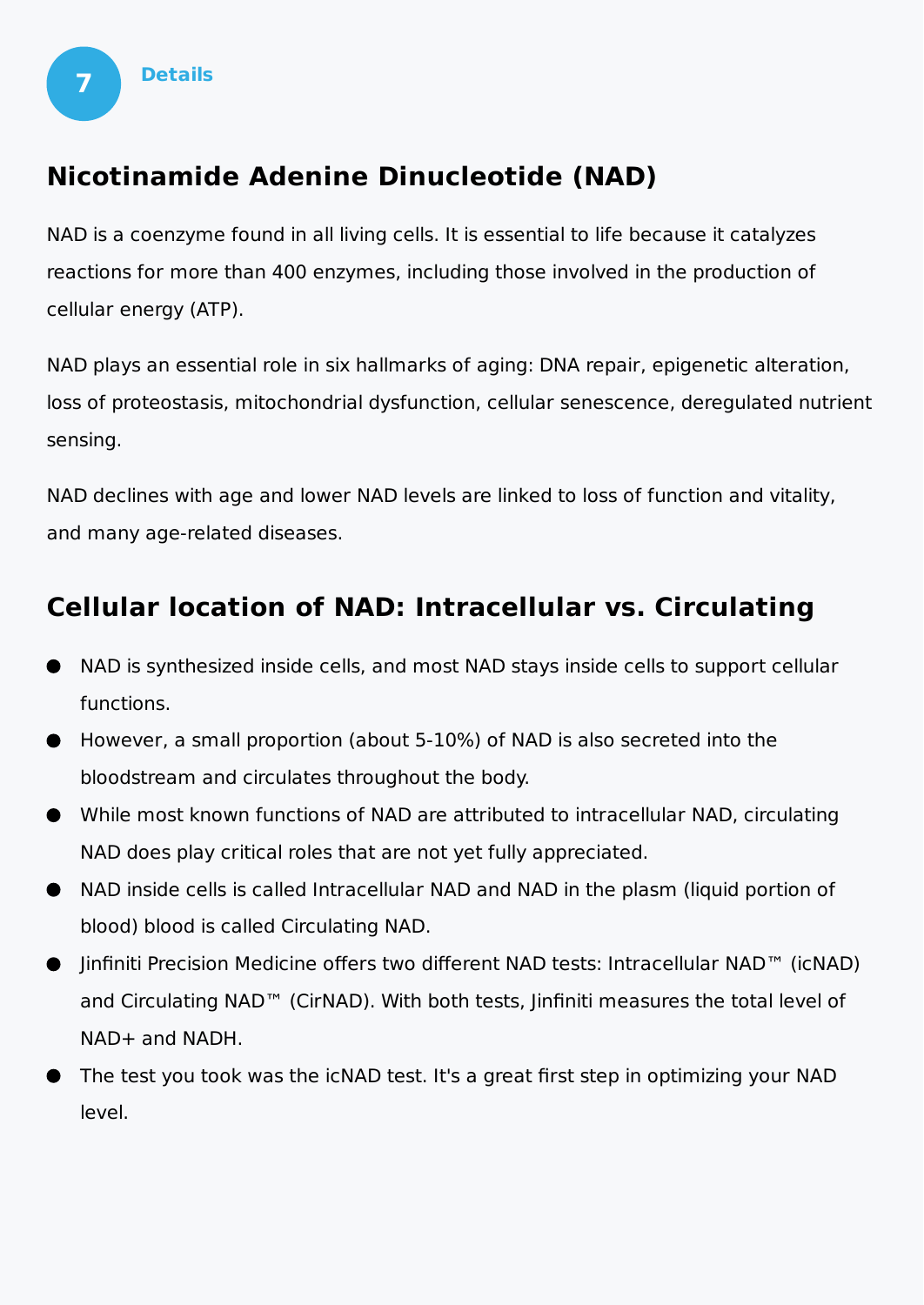7

**Details**

## Nicotinamide Adenine Dinucleotide (NAD)

NAD is a coenzyme found in all living cells. It is essential to life because it catalyzes reactions for more than 400 enzymes, including those involved in the production of cellular energy (ATP).

NAD plays an essential role in six hallmarks of aging: DNA repair, epigenetic alteration, loss of proteostasis, mitochondrial dysfunction, cellular senescence, deregulated nutrient sensing.

NAD declines with age and lower NAD levels are linked to loss of function and vitality, and many age-related diseases.

## Cellular location of NAD: Intracellular vs. Circulating

- NAD is synthesized inside cells, and most NAD stays inside cells to support cellular functions.
- However, a small proportion (about 5-10%) of NAD is also secreted into the bloodstream and circulates throughout the body.
- While most known functions of NAD are attributed to intracellular NAD, circulating NAD does play critical roles that are not yet fully appreciated.
- NAD inside cells is called Intracellular NAD and NAD in the plasm (liquid portion of blood) blood is called Circulating NAD.
- Jinfiniti Precision Medicine offers two different NAD tests: Intracellular NAD™ (icNAD) and Circulating NAD™ (CirNAD). With both tests, Jinfiniti measures the total level of NAD+ and NADH.
- The test you took was the icNAD test. It's a great first step in optimizing your NAD level.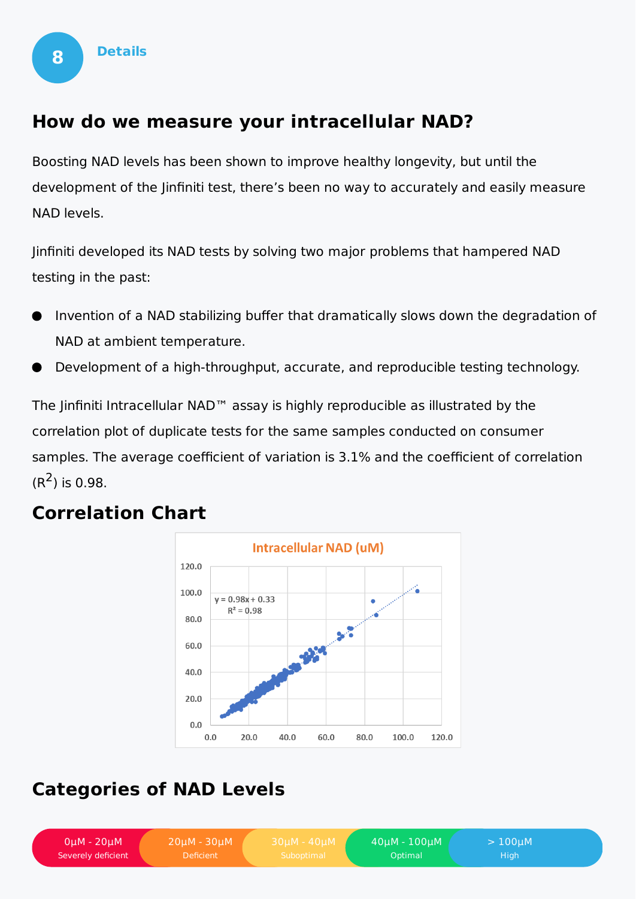**8** Details

## How do we measure your intracellular NAD?

Boosting NAD levels has been shown to improve healthy longevity, but until the development of the Jinfiniti test, there's been no way to accurately and easily measure NAD levels.

Jinfiniti developed its NAD tests by solving two major problems that hampered NAD testing in the past:

- Invention of a NAD stabilizing buffer that dramatically slows down the degradation of NAD at ambient temperature.
- Development of a high-throughput, accurate, and reproducible testing technology.

The Jinfiniti Intracellular NAD™ assay is highly reproducible as illustrated by the correlation plot of duplicate tests for the same samples conducted on consumer samples. The average coefficient of variation is 3.1% and the coefficient of correlation ($R^2$) is 0.98.

## Correlation Chart

Intracellular NAD (uM)

$y = 0.98x + 0.33$
$R^2 = 0.98$

## Categories of NAD Levels

| 0µM - 20µM | 20µM - 30µM | 30µM - 40µM | 40µM - 100µM | > 100µM |
|---|---|---|---|---|
| Severely deficient | Deficient | Suboptimal | Optimal | High |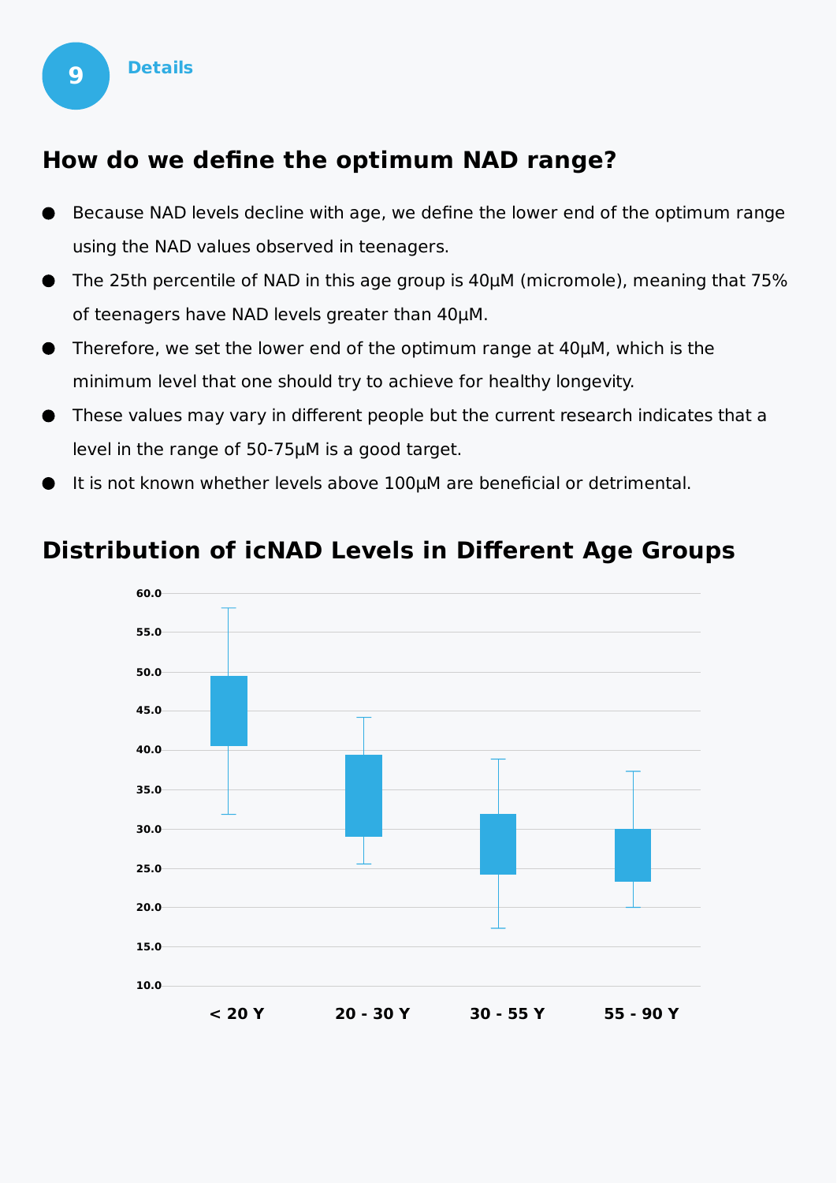9 **Details**

## How do we define the optimum NAD range?

- Because NAD levels decline with age, we define the lower end of the optimum range using the NAD values observed in teenagers.
- The 25th percentile of NAD in this age group is 40µM (micromole), meaning that 75% of teenagers have NAD levels greater than 40µM.
- Therefore, we set the lower end of the optimum range at 40µM, which is the minimum level that one should try to achieve for healthy longevity.
- These values may vary in different people but the current research indicates that a level in the range of 50-75µM is a good target.
- It is not known whether levels above 100µM are beneficial or detrimental.

## Distribution of icNAD Levels in Different Age Groups

60.0
55.0
50.0
45.0
40.0
35.0
30.0
25.0
20.0
15.0
10.0

< 20 Y    20 - 30 Y    30 - 55 Y    55 - 90 Y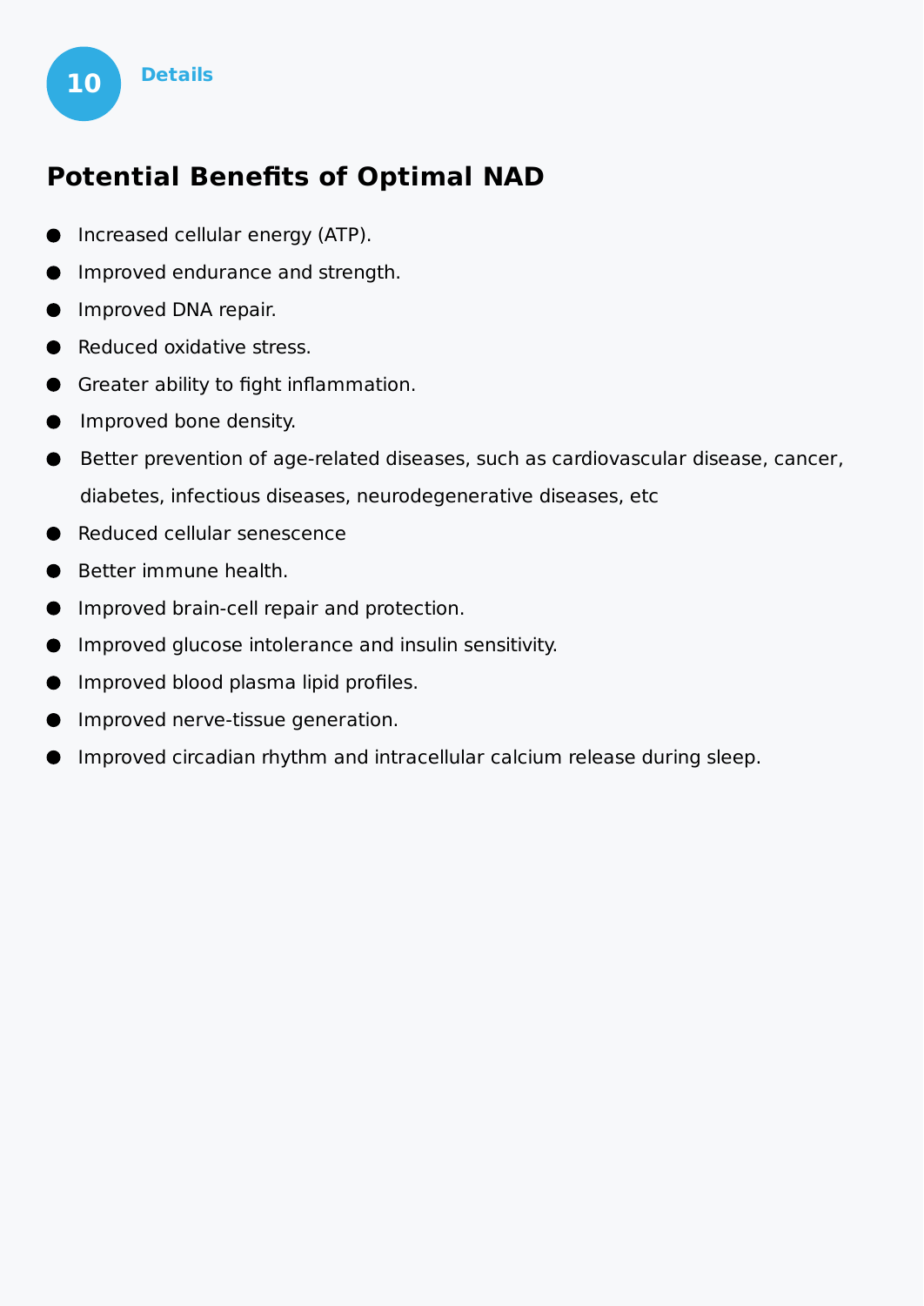10 Details

## Potential Benefits of Optimal NAD

- Increased cellular energy (ATP).
- Improved endurance and strength.
- Improved DNA repair.
- Reduced oxidative stress.
- Greater ability to fight inflammation.
- Improved bone density.
- Better prevention of age-related diseases, such as cardiovascular disease, cancer, diabetes, infectious diseases, neurodegenerative diseases, etc
- Reduced cellular senescence
- Better immune health.
- Improved brain-cell repair and protection.
- Improved glucose intolerance and insulin sensitivity.
- Improved blood plasma lipid profiles.
- Improved nerve-tissue generation.
- Improved circadian rhythm and intracellular calcium release during sleep.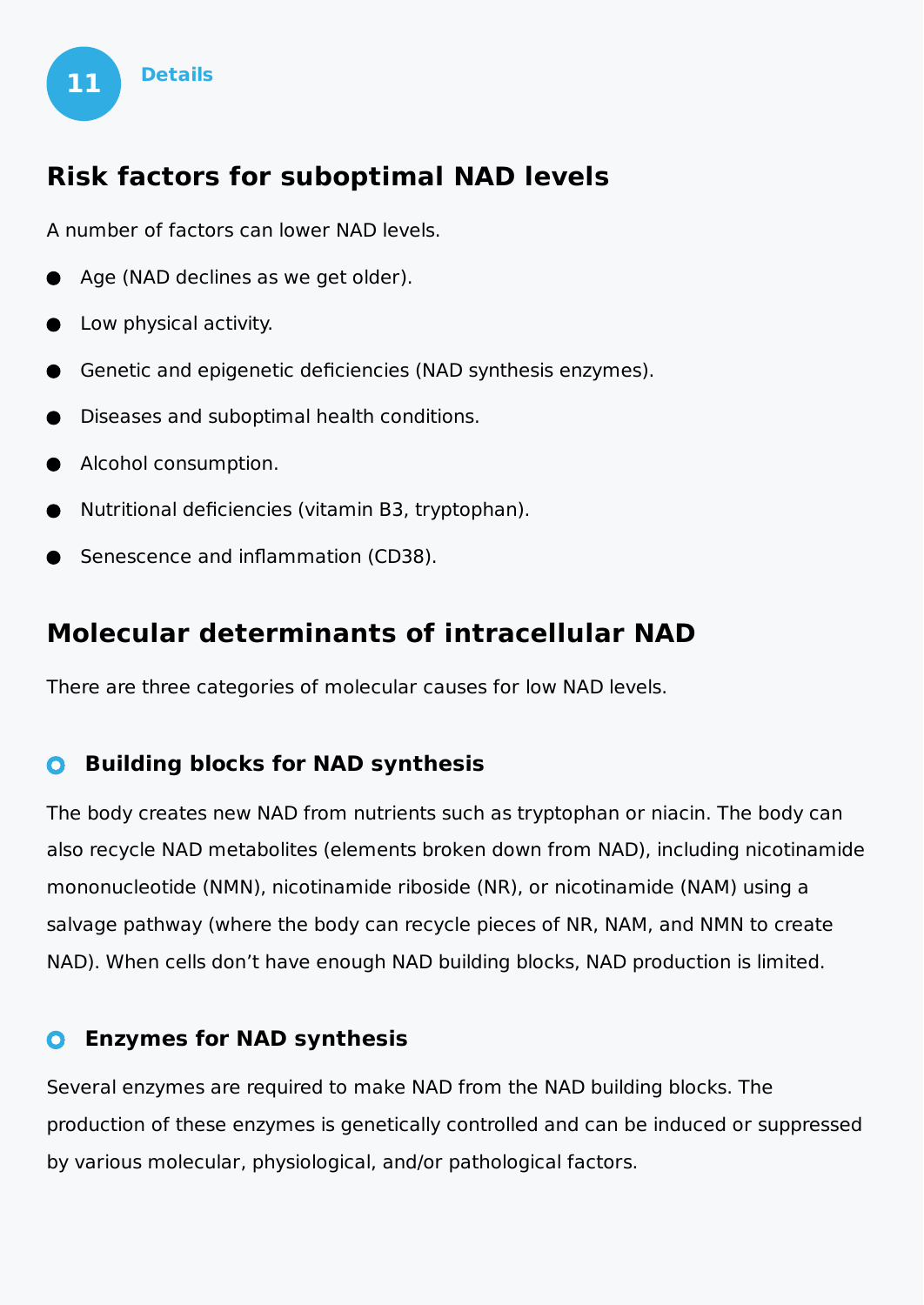## Details

## Risk factors for suboptimal NAD levels

A number of factors can lower NAD levels.

- Age (NAD declines as we get older).
- Low physical activity.
- Genetic and epigenetic deficiencies (NAD synthesis enzymes).
- Diseases and suboptimal health conditions.
- Alcohol consumption.
- Nutritional deficiencies (vitamin B3, tryptophan).
- Senescence and inflammation (CD38).

## Molecular determinants of intracellular NAD

There are three categories of molecular causes for low NAD levels.

### Building blocks for NAD synthesis

The body creates new NAD from nutrients such as tryptophan or niacin. The body can also recycle NAD metabolites (elements broken down from NAD), including nicotinamide mononucleotide (NMN), nicotinamide riboside (NR), or nicotinamide (NAM) using a salvage pathway (where the body can recycle pieces of NR, NAM, and NMN to create NAD). When cells don't have enough NAD building blocks, NAD production is limited.

### Enzymes for NAD synthesis

Several enzymes are required to make NAD from the NAD building blocks. The production of these enzymes is genetically controlled and can be induced or suppressed by various molecular, physiological, and/or pathological factors.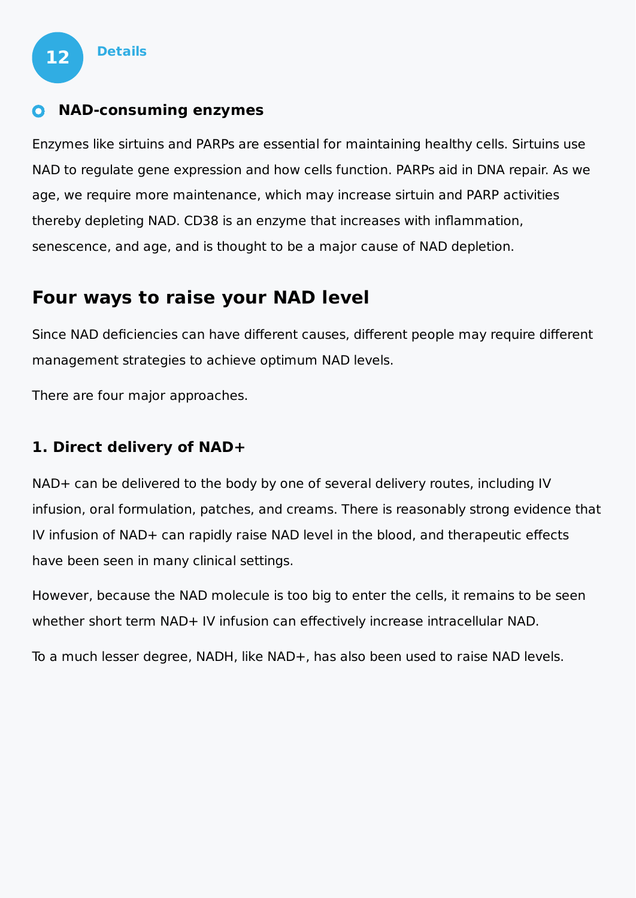**Details**

### NAD-consuming enzymes

Enzymes like sirtuins and PARPs are essential for maintaining healthy cells. Sirtuins use NAD to regulate gene expression and how cells function. PARPs aid in DNA repair. As we age, we require more maintenance, which may increase sirtuin and PARP activities thereby depleting NAD. CD38 is an enzyme that increases with inflammation, senescence, and age, and is thought to be a major cause of NAD depletion.

## Four ways to raise your NAD level

Since NAD deficiencies can have different causes, different people may require different management strategies to achieve optimum NAD levels.

There are four major approaches.

### 1. Direct delivery of NAD+

NAD+ can be delivered to the body by one of several delivery routes, including IV infusion, oral formulation, patches, and creams. There is reasonably strong evidence that IV infusion of NAD+ can rapidly raise NAD level in the blood, and therapeutic effects have been seen in many clinical settings.

However, because the NAD molecule is too big to enter the cells, it remains to be seen whether short term NAD+ IV infusion can effectively increase intracellular NAD.

To a much lesser degree, NADH, like NAD+, has also been used to raise NAD levels.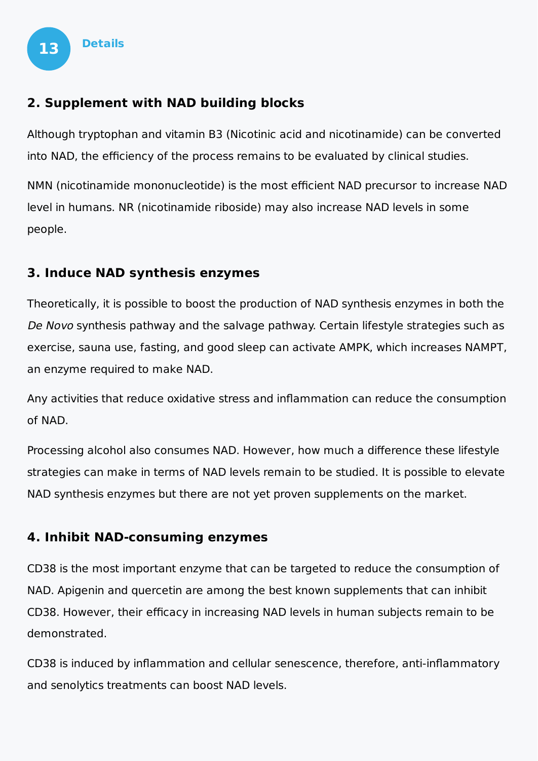## Details

### 2. Supplement with NAD building blocks

Although tryptophan and vitamin B3 (Nicotinic acid and nicotinamide) can be converted into NAD, the efficiency of the process remains to be evaluated by clinical studies.

NMN (nicotinamide mononucleotide) is the most efficient NAD precursor to increase NAD level in humans. NR (nicotinamide riboside) may also increase NAD levels in some people.

### 3. Induce NAD synthesis enzymes

Theoretically, it is possible to boost the production of NAD synthesis enzymes in both the *De Novo* synthesis pathway and the salvage pathway. Certain lifestyle strategies such as exercise, sauna use, fasting, and good sleep can activate AMPK, which increases NAMPT, an enzyme required to make NAD.

Any activities that reduce oxidative stress and inflammation can reduce the consumption of NAD.

Processing alcohol also consumes NAD. However, how much a difference these lifestyle strategies can make in terms of NAD levels remain to be studied. It is possible to elevate NAD synthesis enzymes but there are not yet proven supplements on the market.

### 4. Inhibit NAD-consuming enzymes

CD38 is the most important enzyme that can be targeted to reduce the consumption of NAD. Apigenin and quercetin are among the best known supplements that can inhibit CD38. However, their efficacy in increasing NAD levels in human subjects remain to be demonstrated.

CD38 is induced by inflammation and cellular senescence, therefore, anti-inflammatory and senolytics treatments can boost NAD levels.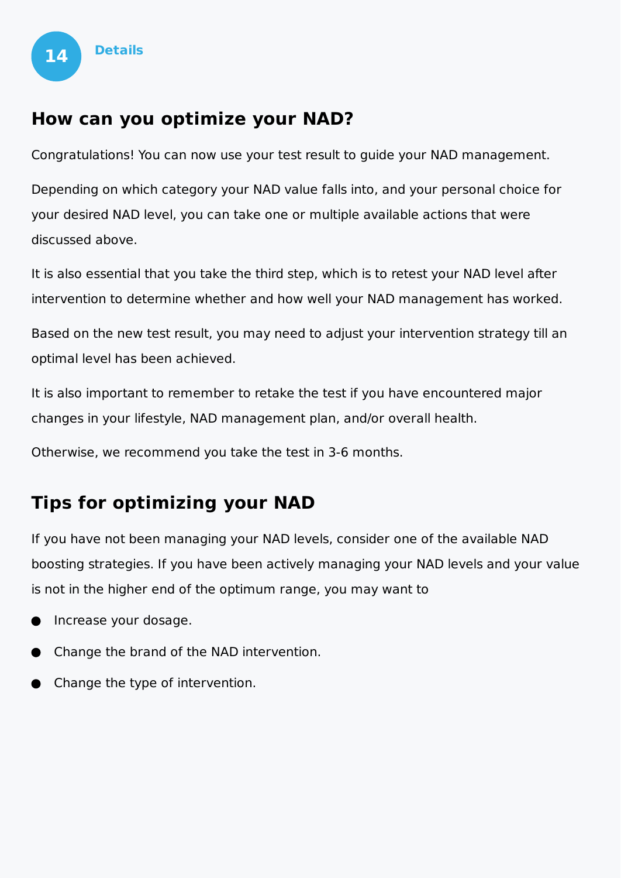14 Details

## How can you optimize your NAD?

Congratulations! You can now use your test result to guide your NAD management.

Depending on which category your NAD value falls into, and your personal choice for your desired NAD level, you can take one or multiple available actions that were discussed above.

It is also essential that you take the third step, which is to retest your NAD level after intervention to determine whether and how well your NAD management has worked.

Based on the new test result, you may need to adjust your intervention strategy till an optimal level has been achieved.

It is also important to remember to retake the test if you have encountered major changes in your lifestyle, NAD management plan, and/or overall health.

Otherwise, we recommend you take the test in 3-6 months.

## Tips for optimizing your NAD

If you have not been managing your NAD levels, consider one of the available NAD boosting strategies. If you have been actively managing your NAD levels and your value is not in the higher end of the optimum range, you may want to

- Increase your dosage.
- Change the brand of the NAD intervention.
- Change the type of intervention.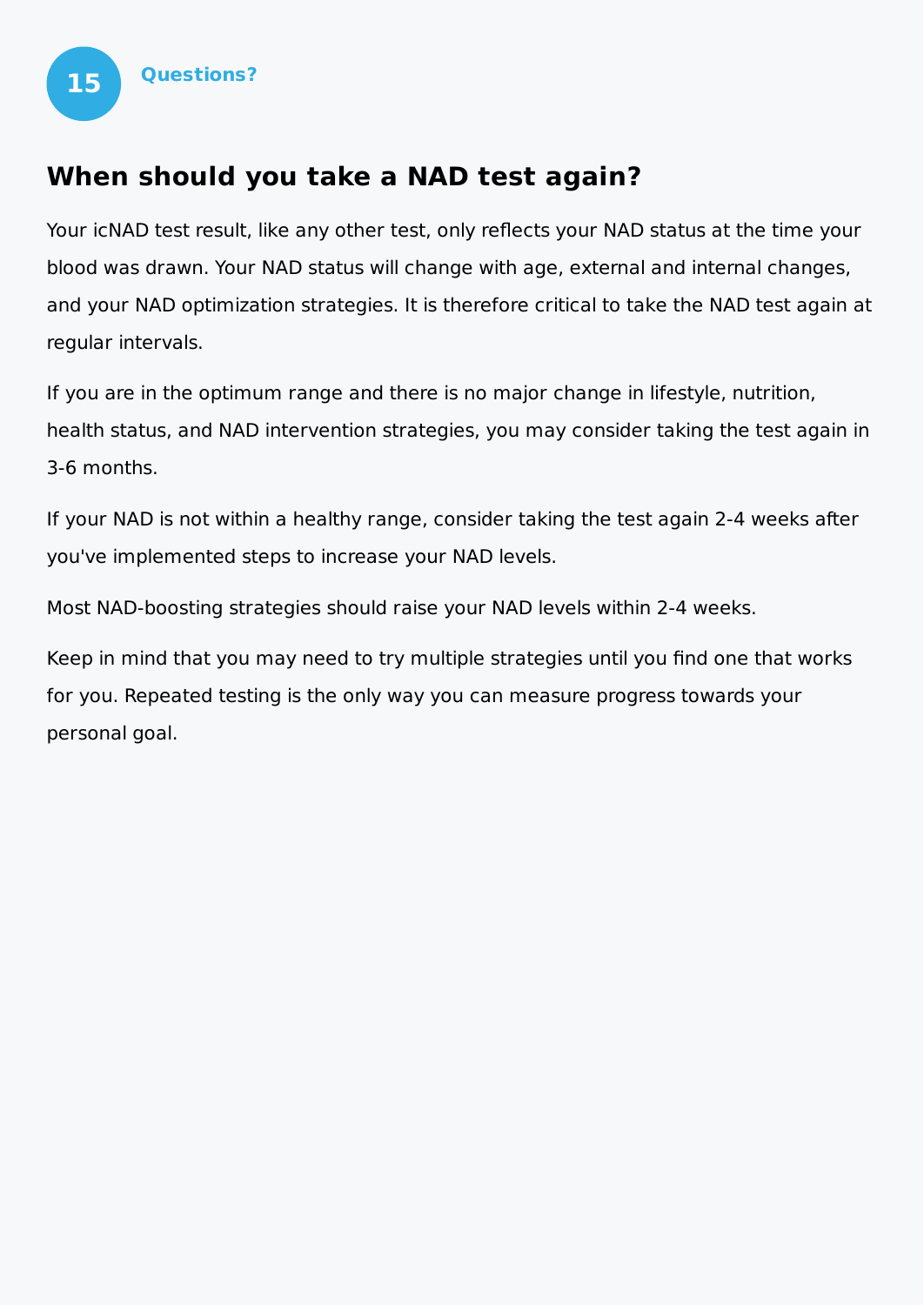## Questions?

# When should you take a NAD test again?

Your icNAD test result, like any other test, only reflects your NAD status at the time your blood was drawn. Your NAD status will change with age, external and internal changes, and your NAD optimization strategies. It is therefore critical to take the NAD test again at regular intervals.

If you are in the optimum range and there is no major change in lifestyle, nutrition, health status, and NAD intervention strategies, you may consider taking the test again in 3-6 months.

If your NAD is not within a healthy range, consider taking the test again 2-4 weeks after you've implemented steps to increase your NAD levels.

Most NAD-boosting strategies should raise your NAD levels within 2-4 weeks.

Keep in mind that you may need to try multiple strategies until you find one that works for you. Repeated testing is the only way you can measure progress towards your personal goal.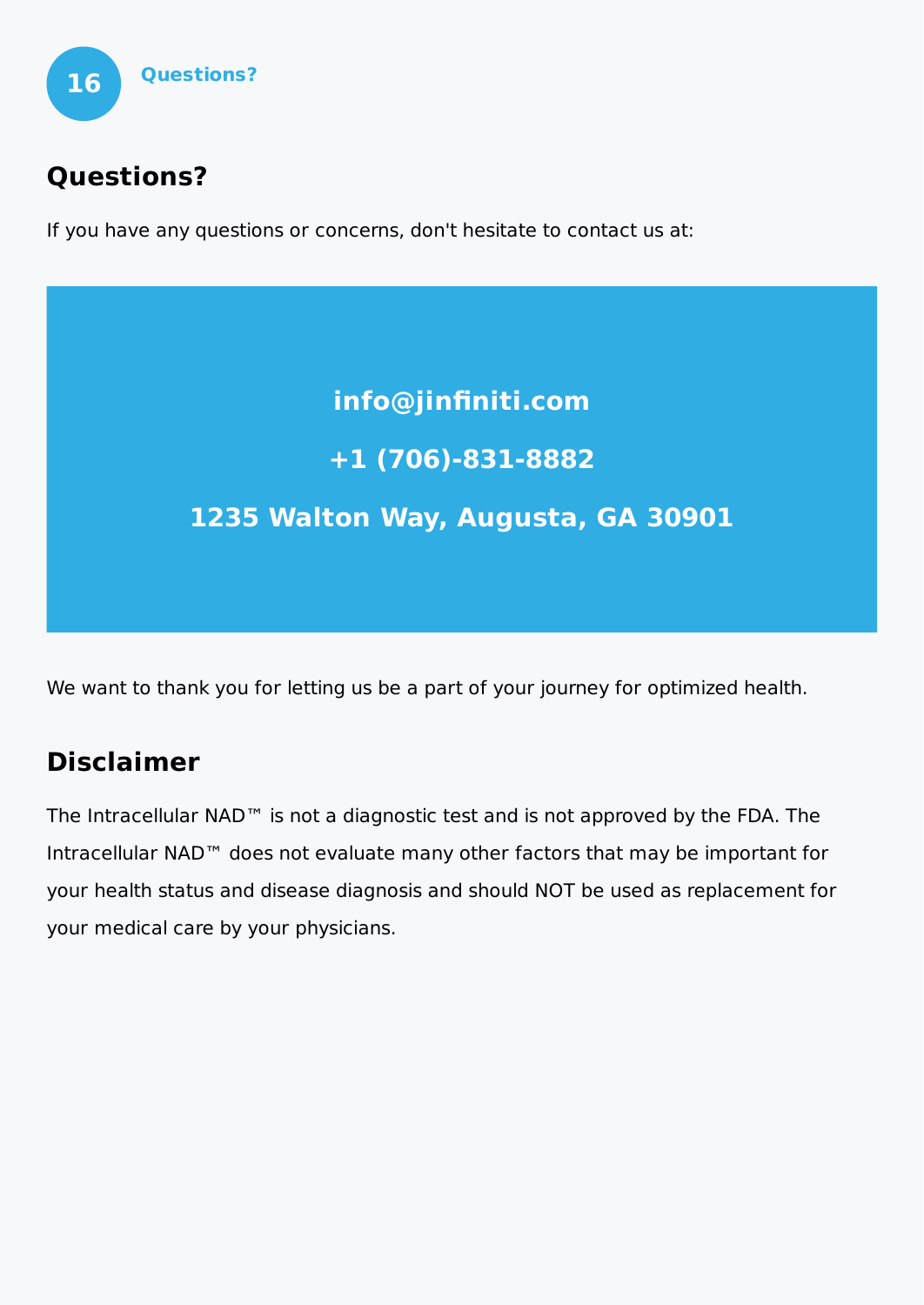## Questions?

If you have any questions or concerns, don't hesitate to contact us at:

**info@jinfiniti.com**

**+1 (706)-831-8882**

**1235 Walton Way, Augusta, GA 30901**

We want to thank you for letting us be a part of your journey for optimized health.

## Disclaimer

The Intracellular NAD™ is not a diagnostic test and is not approved by the FDA. The Intracellular NAD™ does not evaluate many other factors that may be important for your health status and disease diagnosis and should NOT be used as replacement for your medical care by your physicians.